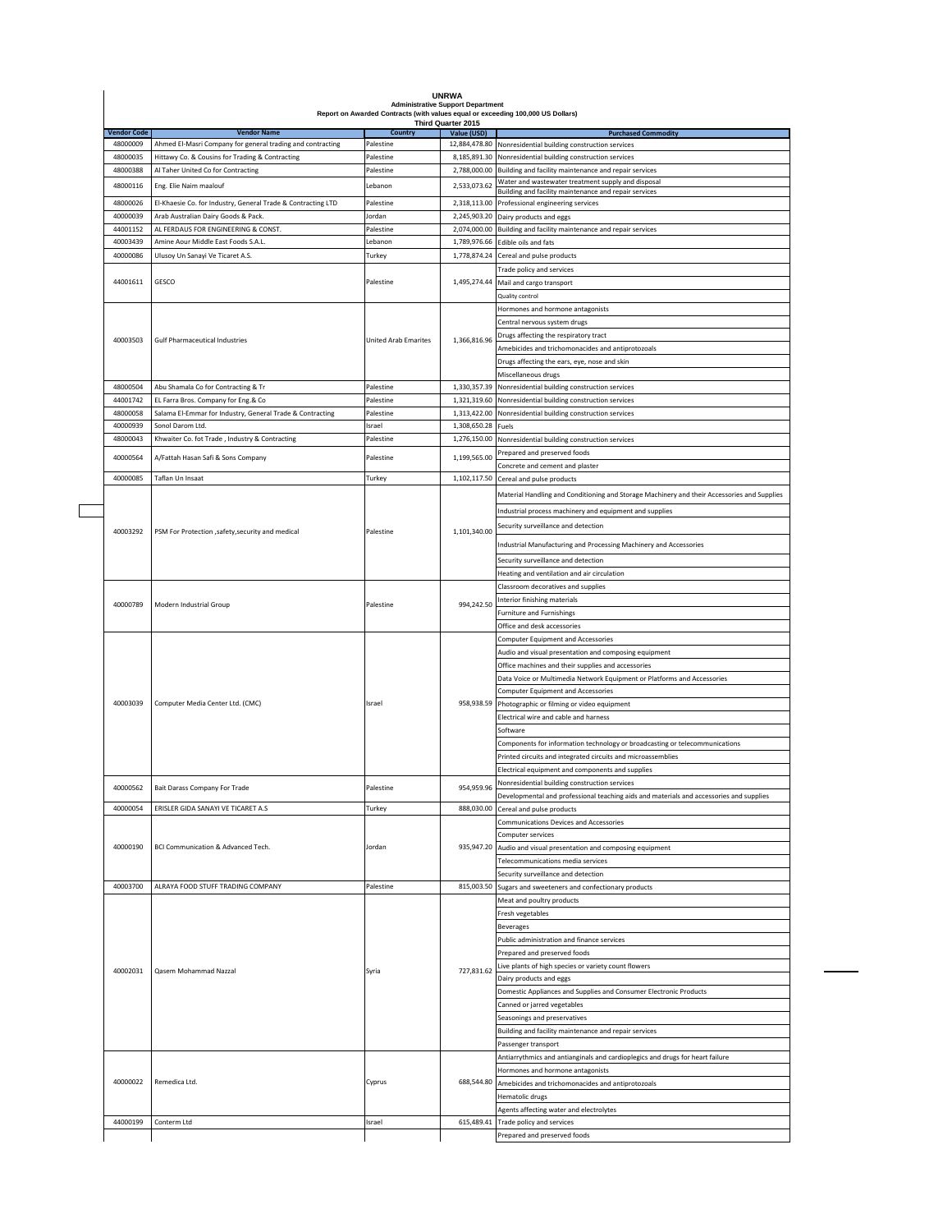# UNRWA

**Administrative Support Department**

**Report on Awarded Contracts (with values equal or exceeding 100,000 US Dollars)**

**Third Quarter 2015**

| Vendor Code | Vendor Name | Country | Value (USD) | Purchased Commodity |
|---|---|---|---|---|
| 48000009 | Ahmed El-Masri Company for general trading and contracting | Palestine | 12,884,478.80 | Nonresidential building construction services |
| 48000035 | Hittawy Co. & Cousins for Trading & Contracting | Palestine | 8,185,891.30 | Nonresidential building construction services |
| 48000388 | Al Taher United Co for Contracting | Palestine | 2,788,000.00 | Building and facility maintenance and repair services |
| 48000116 | Eng. Elie Naim maalouf | Lebanon | 2,533,073.62 | Water and wastewater treatment supply and disposal |
| | | | | Building and facility maintenance and repair services |
| 48000026 | El-Khaesie Co. for Industry, General Trade & Contracting LTD | Palestine | 2,318,113.00 | Professional engineering services |
| 40000039 | Arab Australian Dairy Goods & Pack. | Jordan | 2,245,903.20 | Dairy products and eggs |
| 44001152 | AL FERDAUS FOR ENGINEERING & CONST. | Palestine | 2,074,000.00 | Building and facility maintenance and repair services |
| 40003439 | Amine Aour Middle East Foods S.A.L. | Lebanon | 1,789,976.66 | Edible oils and fats |
| 40000086 | Ulusoy Un Sanayi Ve Ticaret A.S. | Turkey | 1,778,874.24 | Cereal and pulse products |
| 44001611 | GESCO | Palestine | 1,495,274.44 | Trade policy and services |
| | | | | Mail and cargo transport |
| | | | | Quality control |
| 40003503 | Gulf Pharmaceutical Industries | United Arab Emarites | 1,366,816.96 | Hormones and hormone antagonists |
| | | | | Central nervous system drugs |
| | | | | Drugs affecting the respiratory tract |
| | | | | Amebicides and trichomonacides and antiprotozoals |
| | | | | Drugs affecting the ears, eye, nose and skin |
| | | | | Miscellaneous drugs |
| 48000504 | Abu Shamala Co for Contracting & Tr | Palestine | 1,330,357.39 | Nonresidential building construction services |
| 44001742 | EL Farra Bros. Company for Eng.& Co | Palestine | 1,321,319.60 | Nonresidential building construction services |
| 48000058 | Salama El-Emmar for Industry, General Trade & Contracting | Palestine | 1,313,422.00 | Nonresidential building construction services |
| 40000939 | Sonol Darom Ltd. | Israel | 1,308,650.28 | Fuels |
| 48000043 | Khwaiter Co. fot Trade , Industry & Contracting | Palestine | 1,276,150.00 | Nonresidential building construction services |
| 40000564 | A/Fattah Hasan Safi & Sons Company | Palestine | 1,199,565.00 | Prepared and preserved foods |
| | | | | Concrete and cement and plaster |
| 40000085 | Taflan Un Insaat | Turkey | 1,102,117.50 | Cereal and pulse products |
| 40003292 | PSM For Protection ,safety,security and medical | Palestine | 1,101,340.00 | Material Handling and Conditioning and Storage Machinery and their Accessories and Supplies |
| | | | | Industrial process machinery and equipment and supplies |
| | | | | Security surveillance and detection |
| | | | | Industrial Manufacturing and Processing Machinery and Accessories |
| | | | | Security surveillance and detection |
| | | | | Heating and ventilation and air circulation |
| 40000789 | Modern Industrial Group | Palestine | 994,242.50 | Classroom decoratives and supplies |
| | | | | Interior finishing materials |
| | | | | Furniture and Furnishings |
| | | | | Office and desk accessories |
| 40003039 | Computer Media Center Ltd. (CMC) | Israel | 958,938.59 | Computer Equipment and Accessories |
| | | | | Audio and visual presentation and composing equipment |
| | | | | Office machines and their supplies and accessories |
| | | | | Data Voice or Multimedia Network Equipment or Platforms and Accessories |
| | | | | Computer Equipment and Accessories |
| | | | | Photographic or filming or video equipment |
| | | | | Electrical wire and cable and harness |
| | | | | Software |
| | | | | Components for information technology or broadcasting or telecommunications |
| | | | | Printed circuits and integrated circuits and microassemblies |
| | | | | Electrical equipment and components and supplies |
| 40000562 | Bait Darass Company For Trade | Palestine | 954,959.96 | Nonresidential building construction services |
| | | | | Developmental and professional teaching aids and materials and accessories and supplies |
| 40000054 | ERISLER GIDA SANAYI VE TICARET A.S | Turkey | 888,030.00 | Cereal and pulse products |
| 40000190 | BCI Communication & Advanced Tech. | Jordan | 935,947.20 | Communications Devices and Accessories |
| | | | | Computer services |
| | | | | Audio and visual presentation and composing equipment |
| | | | | Telecommunications media services |
| | | | | Security surveillance and detection |
| 40003700 | ALRAYA FOOD STUFF TRADING COMPANY | Palestine | 815,003.50 | Sugars and sweeteners and confectionary products |
| 40002031 | Qasem Mohammad Nazzal | Syria | 727,831.62 | Meat and poultry products |
| | | | | Fresh vegetables |
| | | | | Beverages |
| | | | | Public administration and finance services |
| | | | | Prepared and preserved foods |
| | | | | Live plants of high species or variety count flowers |
| | | | | Dairy products and eggs |
| | | | | Domestic Appliances and Supplies and Consumer Electronic Products |
| | | | | Canned or jarred vegetables |
| | | | | Seasonings and preservatives |
| | | | | Building and facility maintenance and repair services |
| | | | | Passenger transport |
| 40000022 | Remedica Ltd. | Cyprus | 688,544.80 | Antiarrythmics and antianginals and cardioplegics and drugs for heart failure |
| | | | | Hormones and hormone antagonists |
| | | | | Amebicides and trichomonacides and antiprotozoals |
| | | | | Hematolic drugs |
| | | | | Agents affecting water and electrolytes |
| 44000199 | Conterm Ltd | Israel | 615,489.41 | Trade policy and services |
| | | | | Prepared and preserved foods |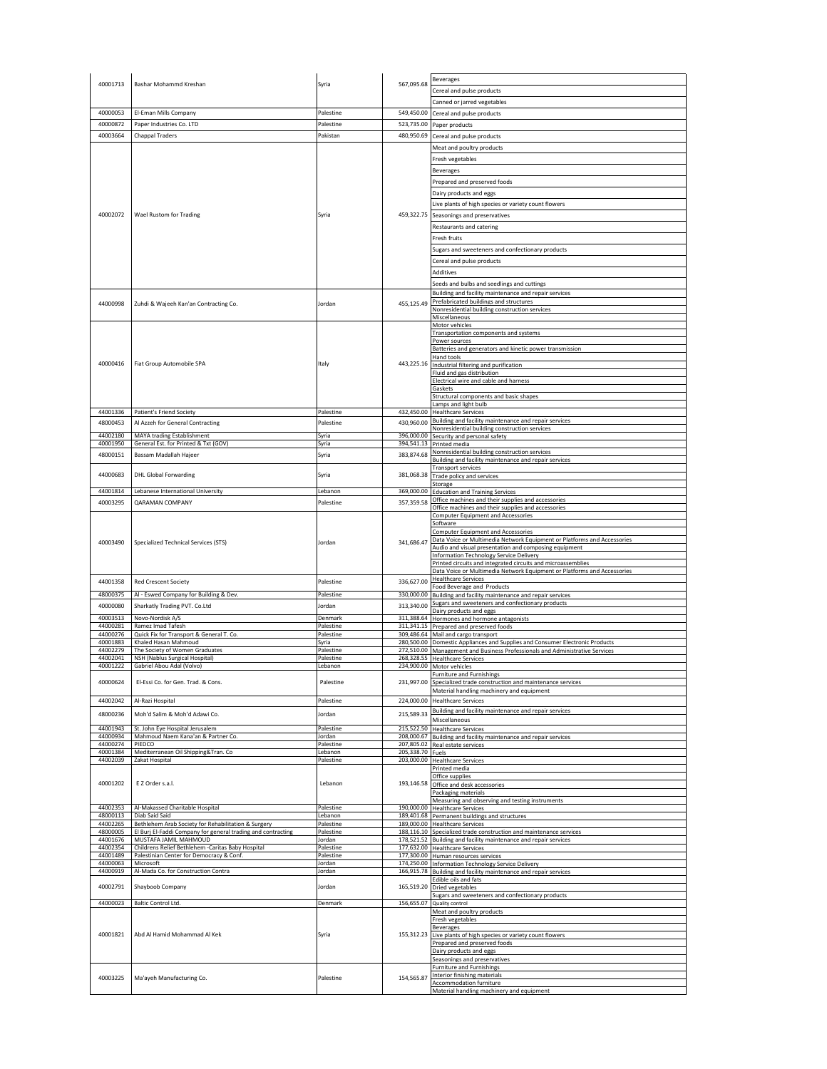| | | | | |
|---|---|---|---|---|
| 40001713 | Bashar Mohammd Kreshan | Syria | 567,095.68 | Beverages |
| | | | | Cereal and pulse products |
| | | | | Canned or jarred vegetables |
| 40000053 | El-Eman Mills Company | Palestine | 549,450.00 | Cereal and pulse products |
| 40000872 | Paper Industries Co. LTD | Palestine | 523,735.00 | Paper products |
| 40003664 | Chappal Traders | Pakistan | 480,950.69 | Cereal and pulse products |
| 40002072 | Wael Rustom for Trading | Syria | 459,322.75 | Meat and poultry products |
| | | | | Fresh vegetables |
| | | | | Beverages |
| | | | | Prepared and preserved foods |
| | | | | Dairy products and eggs |
| | | | | Live plants of high species or variety count flowers |
| | | | | Seasonings and preservatives |
| | | | | Restaurants and catering |
| | | | | Fresh fruits |
| | | | | Sugars and sweeteners and confectionary products |
| | | | | Cereal and pulse products |
| | | | | Additives |
| | | | | Seeds and bulbs and seedlings and cuttings |
| 44000998 | Zuhdi & Wajeeh Kan'an Contracting Co. | Jordan | 455,125.49 | Building and facility maintenance and repair services |
| | | | | Prefabricated buildings and structures |
| | | | | Nonresidential building construction services |
| | | | | Miscellaneous |
| 40000416 | Fiat Group Automobile SPA | Italy | 443,225.16 | Motor vehicles |
| | | | | Transportation components and systems |
| | | | | Power sources |
| | | | | Batteries and generators and kinetic power transmission |
| | | | | Hand tools |
| | | | | Industrial filtering and purification |
| | | | | Fluid and gas distribution |
| | | | | Electrical wire and cable and harness |
| | | | | Gaskets |
| | | | | Structural components and basic shapes |
| | | | | Lamps and light bulb |
| 44001336 | Patient's Friend Society | Palestine | 432,450.00 | Healthcare Services |
| 48000453 | Al Azzeh for General Contracting | Palestine | 430,960.00 | Building and facility maintenance and repair services |
| | | | | Nonresidential building construction services |
| 44002180 | MAYA trading Establishment | Syria | 396,000.00 | Security and personal safety |
| 40001950 | General Est. for Printed & Txt (GOV) | Syria | 394,541.13 | Printed media |
| 48000151 | Bassam Madallah Hajeer | Syria | 383,874.68 | Nonresidential building construction services |
| | | | | Building and facility maintenance and repair services |
| 44000683 | DHL Global Forwarding | Syria | 381,068.38 | Transport services |
| | | | | Trade policy and services |
| | | | | Storage |
| 44001814 | Lebanese International University | Lebanon | 369,000.00 | Education and Training Services |
| 40003295 | QARAMAN COMPANY | Palestine | 357,359.58 | Office machines and their supplies and accessories |
| | | | | Office machines and their supplies and accessories |
| 40003490 | Specialized Technical Services (STS) | Jordan | 341,686.47 | Computer Equipment and Accessories |
| | | | | Software |
| | | | | Computer Equipment and Accessories |
| | | | | Data Voice or Multimedia Network Equipment or Platforms and Accessories |
| | | | | Audio and visual presentation and composing equipment |
| | | | | Information Technology Service Delivery |
| | | | | Printed circuits and integrated circuits and microassemblies |
| | | | | Data Voice or Multimedia Network Equipment or Platforms and Accessories |
| 44001358 | Red Crescent Society | Palestine | 336,627.00 | Healthcare Services |
| | | | | Food Beverage and Products |
| 48000375 | Al - Eswed Company for Building & Dev. | Palestine | 330,000.00 | Building and facility maintenance and repair services |
| 40000080 | Sharkatly Trading PVT. Co.Ltd | Jordan | 313,340.00 | Sugars and sweeteners and confectionary products |
| | | | | Dairy products and eggs |
| 40003513 | Novo-Nordisk A/S | Denmark | 311,388.64 | Hormones and hormone antagonists |
| 44000281 | Ramez Imad Tafesh | Palestine | 311,341.15 | Prepared and preserved foods |
| 44000276 | Quick Fix for Transport & General T. Co. | Palestine | 309,486.64 | Mail and cargo transport |
| 40001883 | Khaled Hasan Mahmoud | Syria | 280,500.00 | Domestic Appliances and Supplies and Consumer Electronic Products |
| 44002279 | The Society of Women Graduates | Palestine | 272,510.00 | Management and Business Professionals and Administrative Services |
| 44002041 | NSH (Nablus Surgical Hospital) | Palestine | 268,328.55 | Healthcare Services |
| 40001222 | Gabriel Abou Adal (Volvo) | Lebanon | 234,900.00 | Motor vehicles |
| 40000624 | El-Essi Co. for Gen. Trad. & Cons. | Palestine | 231,997.00 | Furniture and Furnishings |
| | | | | Specialized trade construction and maintenance services |
| | | | | Material handling machinery and equipment |
| 44002042 | Al-Razi Hospital | Palestine | 224,000.00 | Healthcare Services |
| 48000236 | Moh'd Salim & Moh'd Adawi Co. | Jordan | 215,589.33 | Building and facility maintenance and repair services |
| | | | | Miscellaneous |
| 44001943 | St. John Eye Hospital Jerusalem | Palestine | 215,522.50 | Healthcare Services |
| 44000934 | Mahmoud Naem Kana'an & Partner Co. | Jordan | 208,000.67 | Building and facility maintenance and repair services |
| 44000274 | PIEDCO | Palestine | 207,805.02 | Real estate services |
| 40001384 | Mediterranean Oil Shipping&Tran. Co | Lebanon | 205,338.70 | Fuels |
| 44002039 | Zakat Hospital | Palestine | 203,000.00 | Healthcare Services |
| 40001202 | E Z Order s.a.l. | Lebanon | 193,146.58 | Printed media |
| | | | | Office supplies |
| | | | | Office and desk accessories |
| | | | | Packaging materials |
| | | | | Measuring and observing and testing instruments |
| 44002353 | Al-Makassed Charitable Hospital | Palestine | 190,000.00 | Healthcare Services |
| 48000113 | Diab Said Said | Lebanon | 189,401.68 | Permanent buildings and structures |
| 44002265 | Bethlehem Arab Society for Rehabilitation & Surgery | Palestine | 189,000.00 | Healthcare Services |
| 48000005 | El Burj El-Faddi Company for general trading and contracting | Palestine | 188,116.10 | Specialized trade construction and maintenance services |
| 44001676 | MUSTAFA JAMIL MAHMOUD | Jordan | 178,521.52 | Building and facility maintenance and repair services |
| 44002354 | Childrens Relief Bethlehem -Caritas Baby Hospital | Palestine | 177,632.00 | Healthcare Services |
| 44001489 | Palestinian Center for Democracy & Conf. | Palestine | 177,300.00 | Human resources services |
| 44000063 | Microsoft | Jordan | 174,250.00 | Information Technology Service Delivery |
| 44000919 | Al-Mada Co. for Construction Contra | Jordan | 166,915.78 | Building and facility maintenance and repair services |
| 40002791 | Shayboob Company | Jordan | 165,519.20 | Edible oils and fats |
| | | | | Dried vegetables |
| | | | | Sugars and sweeteners and confectionary products |
| 44000023 | Baltic Control Ltd. | Denmark | 156,655.07 | Quality control |
| 40001821 | Abd Al Hamid Mohammad Al Kek | Syria | 155,312.23 | Meat and poultry products |
| | | | | Fresh vegetables |
| | | | | Beverages |
| | | | | Live plants of high species or variety count flowers |
| | | | | Prepared and preserved foods |
| | | | | Dairy products and eggs |
| | | | | Seasonings and preservatives |
| 40003225 | Ma'ayeh Manufacturing Co. | Palestine | 154,565.87 | Furniture and Furnishings |
| | | | | Interior finishing materials |
| | | | | Accommodation furniture |
| | | | | Material handling machinery and equipment |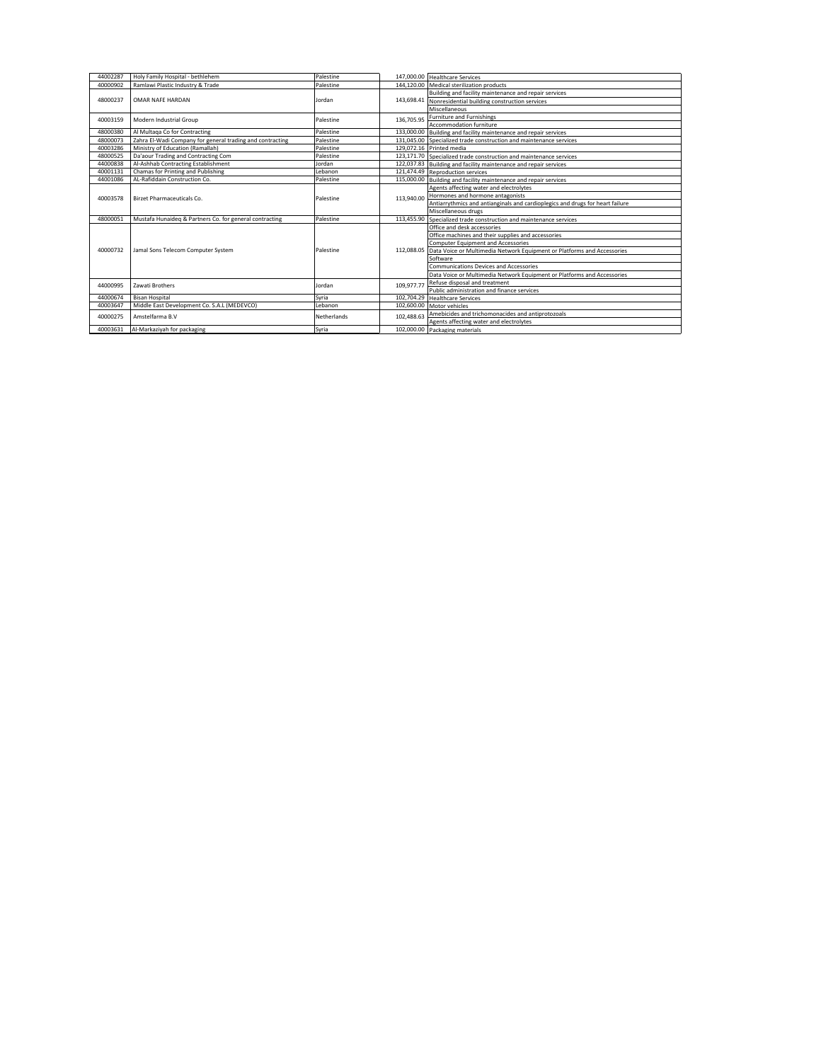| | | | | |
|---|---|---|---|---|
| 44002287 | Holy Family Hospital - bethlehem | Palestine | 147,000.00 | Healthcare Services |
| 40000902 | Ramlawi Plastic Industry & Trade | Palestine | 144,120.00 | Medical sterilization products |
| 48000237 | OMAR NAFE HARDAN | Jordan | 143,698.41 | Building and facility maintenance and repair services |
| | | | | Nonresidential building construction services |
| | | | | Miscellaneous |
| 40003159 | Modern Industrial Group | Palestine | 136,705.95 | Furniture and Furnishings |
| | | | | Accommodation furniture |
| 48000380 | Al Multaqa Co for Contracting | Palestine | 133,000.00 | Building and facility maintenance and repair services |
| 48000073 | Zahra El-Wadi Company for general trading and contracting | Palestine | 131,045.00 | Specialized trade construction and maintenance services |
| 40003286 | Ministry of Education (Ramallah) | Palestine | 129,072.16 | Printed media |
| 48000525 | Da'aour Trading and Contracting Com | Palestine | 123,171.70 | Specialized trade construction and maintenance services |
| 44000838 | Al-Ashhab Contracting Establishment | Jordan | 122,037.83 | Building and facility maintenance and repair services |
| 40001131 | Chamas for Printing and Publishing | Lebanon | 121,474.49 | Reproduction services |
| 44001086 | AL-Rafiddain Construction Co. | Palestine | 115,000.00 | Building and facility maintenance and repair services |
| 40003578 | Birzet Pharmaceuticals Co. | Palestine | 113,940.00 | Agents affecting water and electrolytes |
| | | | | Hormones and hormone antagonists |
| | | | | Antiarrythmics and antianginals and cardioplegics and drugs for heart failure |
| | | | | Miscellaneous drugs |
| 48000051 | Mustafa Hunaideq & Partners Co. for general contracting | Palestine | 113,455.90 | Specialized trade construction and maintenance services |
| 40000732 | Jamal Sons Telecom Computer System | Palestine | 112,088.05 | Office and desk accessories |
| | | | | Office machines and their supplies and accessories |
| | | | | Computer Equipment and Accessories |
| | | | | Data Voice or Multimedia Network Equipment or Platforms and Accessories |
| | | | | Software |
| | | | | Communications Devices and Accessories |
| | | | | Data Voice or Multimedia Network Equipment or Platforms and Accessories |
| 44000995 | Zawati Brothers | Jordan | 109,977.77 | Refuse disposal and treatment |
| | | | | Public administration and finance services |
| 44000674 | Bisan Hospital | Syria | 102,704.29 | Healthcare Services |
| 40003647 | Middle East Development Co. S.A.L (MEDEVCO) | Lebanon | 102,600.00 | Motor vehicles |
| 40000275 | Amstelfarma B.V | Netherlands | 102,488.63 | Amebicides and trichomonacides and antiprotozoals |
| | | | | Agents affecting water and electrolytes |
| 40003631 | Al-Markaziyah for packaging | Syria | 102,000.00 | Packaging materials |